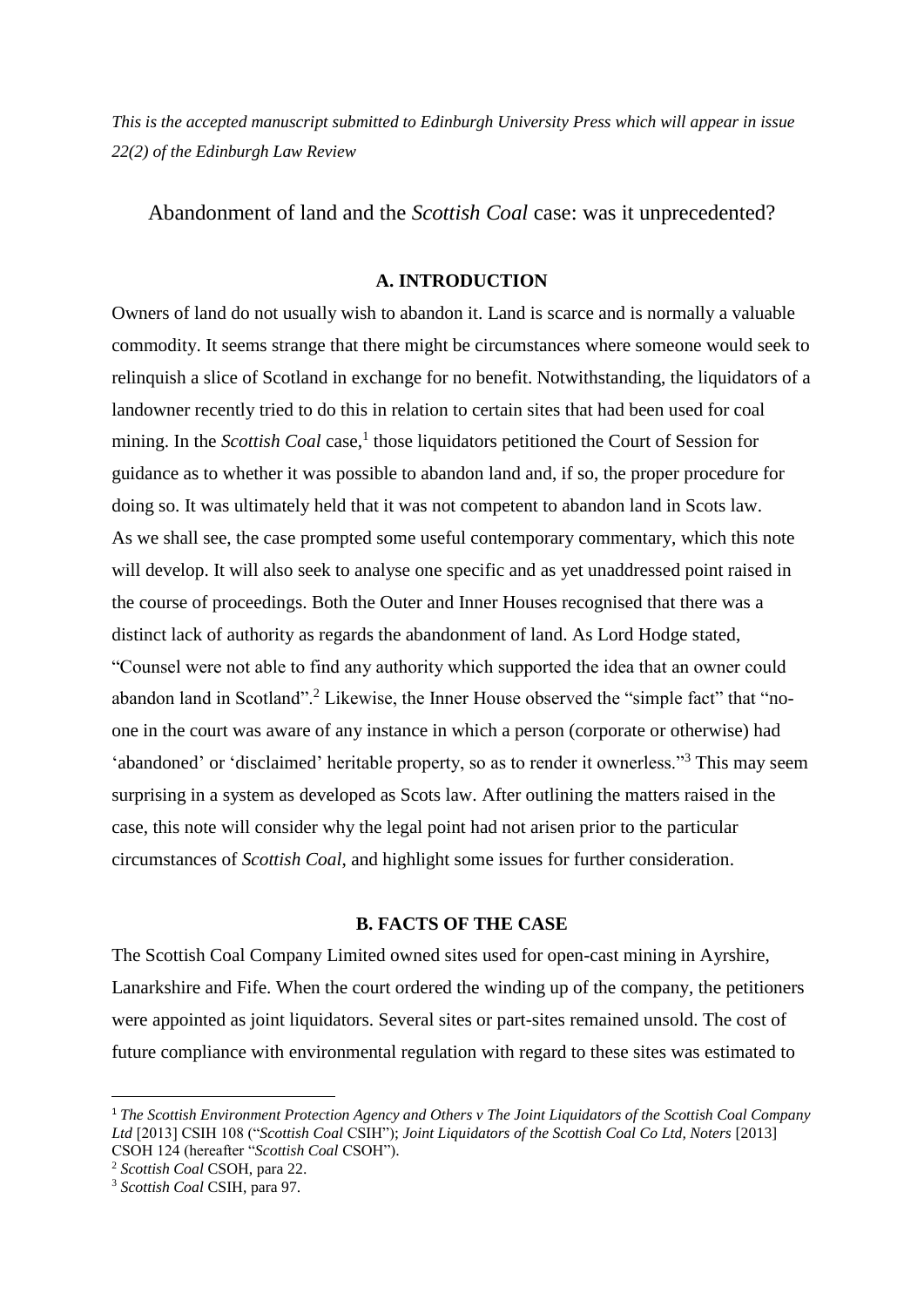*This is the accepted manuscript submitted to Edinburgh University Press which will appear in issue 22(2) of the Edinburgh Law Review*

# Abandonment of land and the *Scottish Coal* case: was it unprecedented?

## A. INTRODUCTION

Owners of land do not usually wish to abandon it. Land is scarce and is normally a valuable commodity. It seems strange that there might be circumstances where someone would seek to relinquish a slice of Scotland in exchange for no benefit. Notwithstanding, the liquidators of a landowner recently tried to do this in relation to certain sites that had been used for coal mining. In the *Scottish Coal* case,[1] those liquidators petitioned the Court of Session for guidance as to whether it was possible to abandon land and, if so, the proper procedure for doing so. It was ultimately held that it was not competent to abandon land in Scots law. As we shall see, the case prompted some useful contemporary commentary, which this note will develop. It will also seek to analyse one specific and as yet unaddressed point raised in the course of proceedings. Both the Outer and Inner Houses recognised that there was a distinct lack of authority as regards the abandonment of land. As Lord Hodge stated, "Counsel were not able to find any authority which supported the idea that an owner could abandon land in Scotland".[2] Likewise, the Inner House observed the "simple fact" that "no-one in the court was aware of any instance in which a person (corporate or otherwise) had 'abandoned' or 'disclaimed' heritable property, so as to render it ownerless."[3] This may seem surprising in a system as developed as Scots law. After outlining the matters raised in the case, this note will consider why the legal point had not arisen prior to the particular circumstances of *Scottish Coal*, and highlight some issues for further consideration.

## B. FACTS OF THE CASE

The Scottish Coal Company Limited owned sites used for open-cast mining in Ayrshire, Lanarkshire and Fife. When the court ordered the winding up of the company, the petitioners were appointed as joint liquidators. Several sites or part-sites remained unsold. The cost of future compliance with environmental regulation with regard to these sites was estimated to

---

[1] *The Scottish Environment Protection Agency and Others v The Joint Liquidators of the Scottish Coal Company Ltd* [2013] CSIH 108 ("*Scottish Coal* CSIH"); *Joint Liquidators of the Scottish Coal Co Ltd, Noters* [2013] CSOH 124 (hereafter "*Scottish Coal* CSOH").

[2] *Scottish Coal* CSOH, para 22.

[3] *Scottish Coal* CSIH, para 97.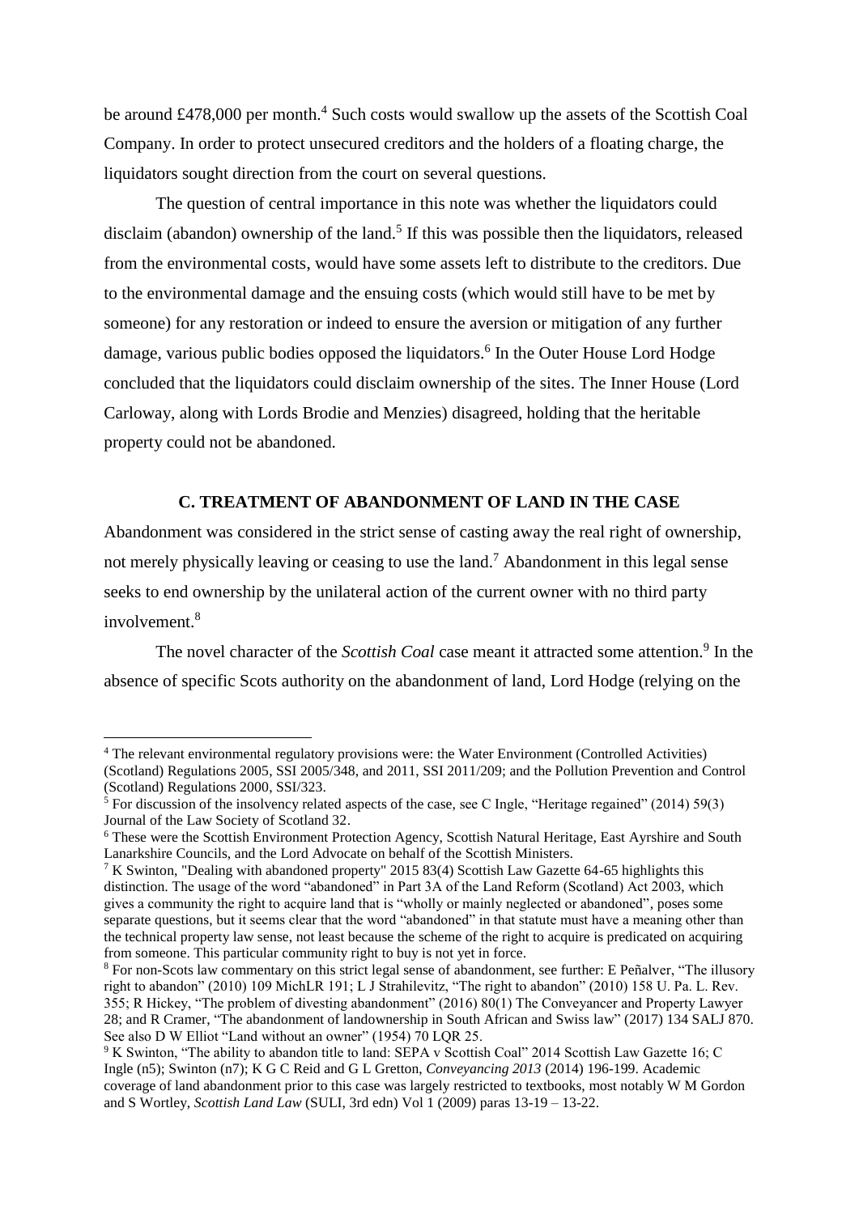be around £478,000 per month.[4] Such costs would swallow up the assets of the Scottish Coal Company. In order to protect unsecured creditors and the holders of a floating charge, the liquidators sought direction from the court on several questions.

The question of central importance in this note was whether the liquidators could disclaim (abandon) ownership of the land.[5] If this was possible then the liquidators, released from the environmental costs, would have some assets left to distribute to the creditors. Due to the environmental damage and the ensuing costs (which would still have to be met by someone) for any restoration or indeed to ensure the aversion or mitigation of any further damage, various public bodies opposed the liquidators.[6] In the Outer House Lord Hodge concluded that the liquidators could disclaim ownership of the sites. The Inner House (Lord Carloway, along with Lords Brodie and Menzies) disagreed, holding that the heritable property could not be abandoned.

## C. TREATMENT OF ABANDONMENT OF LAND IN THE CASE

Abandonment was considered in the strict sense of casting away the real right of ownership, not merely physically leaving or ceasing to use the land.[7] Abandonment in this legal sense seeks to end ownership by the unilateral action of the current owner with no third party involvement.[8]

The novel character of the *Scottish Coal* case meant it attracted some attention.[9] In the absence of specific Scots authority on the abandonment of land, Lord Hodge (relying on the

---

[4] The relevant environmental regulatory provisions were: the Water Environment (Controlled Activities) (Scotland) Regulations 2005, SSI 2005/348, and 2011, SSI 2011/209; and the Pollution Prevention and Control (Scotland) Regulations 2000, SSI/323.

[5] For discussion of the insolvency related aspects of the case, see C Ingle, "Heritage regained" (2014) 59(3) Journal of the Law Society of Scotland 32.

[6] These were the Scottish Environment Protection Agency, Scottish Natural Heritage, East Ayrshire and South Lanarkshire Councils, and the Lord Advocate on behalf of the Scottish Ministers.

[7] K Swinton, "Dealing with abandoned property" 2015 83(4) Scottish Law Gazette 64-65 highlights this distinction. The usage of the word "abandoned" in Part 3A of the Land Reform (Scotland) Act 2003, which gives a community the right to acquire land that is "wholly or mainly neglected or abandoned", poses some separate questions, but it seems clear that the word "abandoned" in that statute must have a meaning other than the technical property law sense, not least because the scheme of the right to acquire is predicated on acquiring from someone. This particular community right to buy is not yet in force.

[8] For non-Scots law commentary on this strict legal sense of abandonment, see further: E Peñalver, "The illusory right to abandon" (2010) 109 MichLR 191; L J Strahilevitz, "The right to abandon" (2010) 158 U. Pa. L. Rev. 355; R Hickey, "The problem of divesting abandonment" (2016) 80(1) The Conveyancer and Property Lawyer 28; and R Cramer, "The abandonment of landownership in South African and Swiss law" (2017) 134 SALJ 870. See also D W Elliot "Land without an owner" (1954) 70 LQR 25.

[9] K Swinton, "The ability to abandon title to land: SEPA v Scottish Coal" 2014 Scottish Law Gazette 16; C Ingle (n5); Swinton (n7); K G C Reid and G L Gretton, *Conveyancing 2013* (2014) 196-199. Academic coverage of land abandonment prior to this case was largely restricted to textbooks, most notably W M Gordon and S Wortley, *Scottish Land Law* (SULI, 3rd edn) Vol 1 (2009) paras 13-19 – 13-22.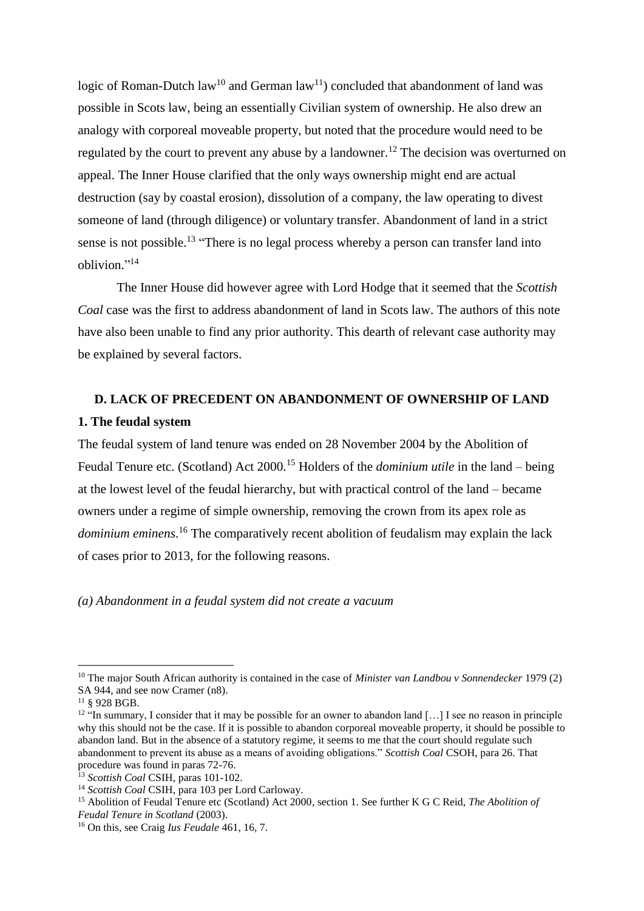logic of Roman-Dutch law[10] and German law[11]) concluded that abandonment of land was possible in Scots law, being an essentially Civilian system of ownership. He also drew an analogy with corporeal moveable property, but noted that the procedure would need to be regulated by the court to prevent any abuse by a landowner.[12] The decision was overturned on appeal. The Inner House clarified that the only ways ownership might end are actual destruction (say by coastal erosion), dissolution of a company, the law operating to divest someone of land (through diligence) or voluntary transfer. Abandonment of land in a strict sense is not possible.[13] "There is no legal process whereby a person can transfer land into oblivion."[14]

The Inner House did however agree with Lord Hodge that it seemed that the *Scottish Coal* case was the first to address abandonment of land in Scots law. The authors of this note have also been unable to find any prior authority. This dearth of relevant case authority may be explained by several factors.

## D. LACK OF PRECEDENT ON ABANDONMENT OF OWNERSHIP OF LAND

### 1. The feudal system

The feudal system of land tenure was ended on 28 November 2004 by the Abolition of Feudal Tenure etc. (Scotland) Act 2000.[15] Holders of the *dominium utile* in the land – being at the lowest level of the feudal hierarchy, but with practical control of the land – became owners under a regime of simple ownership, removing the crown from its apex role as *dominium eminens*.[16] The comparatively recent abolition of feudalism may explain the lack of cases prior to 2013, for the following reasons.

*(a) Abandonment in a feudal system did not create a vacuum*

---

[10] The major South African authority is contained in the case of *Minister van Landbou v Sonnendecker* 1979 (2) SA 944, and see now Cramer (n8).

[11] § 928 BGB.

[12] "In summary, I consider that it may be possible for an owner to abandon land […] I see no reason in principle why this should not be the case. If it is possible to abandon corporeal moveable property, it should be possible to abandon land. But in the absence of a statutory regime, it seems to me that the court should regulate such abandonment to prevent its abuse as a means of avoiding obligations." *Scottish Coal* CSOH, para 26. That procedure was found in paras 72-76.

[13] *Scottish Coal* CSIH, paras 101-102.

[14] *Scottish Coal* CSIH, para 103 per Lord Carloway.

[15] Abolition of Feudal Tenure etc (Scotland) Act 2000, section 1. See further K G C Reid, *The Abolition of Feudal Tenure in Scotland* (2003).

[16] On this, see Craig *Ius Feudale* 461, 16, 7.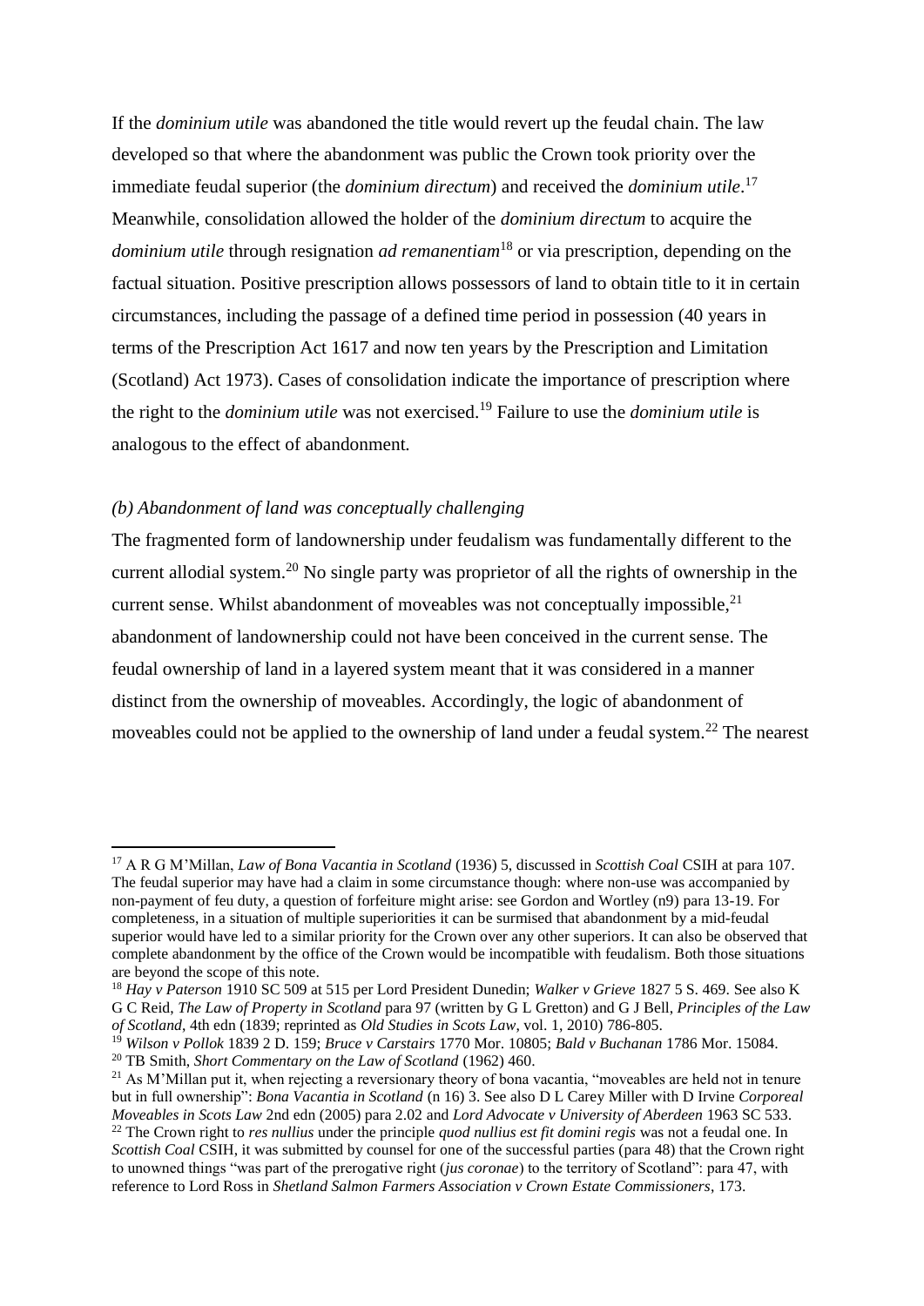If the *dominium utile* was abandoned the title would revert up the feudal chain. The law developed so that where the abandonment was public the Crown took priority over the immediate feudal superior (the *dominium directum*) and received the *dominium utile*.[17] Meanwhile, consolidation allowed the holder of the *dominium directum* to acquire the *dominium utile* through resignation *ad remanentiam*[18] or via prescription, depending on the factual situation. Positive prescription allows possessors of land to obtain title to it in certain circumstances, including the passage of a defined time period in possession (40 years in terms of the Prescription Act 1617 and now ten years by the Prescription and Limitation (Scotland) Act 1973). Cases of consolidation indicate the importance of prescription where the right to the *dominium utile* was not exercised.[19] Failure to use the *dominium utile* is analogous to the effect of abandonment.

### *(b) Abandonment of land was conceptually challenging*

The fragmented form of landownership under feudalism was fundamentally different to the current allodial system.[20] No single party was proprietor of all the rights of ownership in the current sense. Whilst abandonment of moveables was not conceptually impossible,[21] abandonment of landownership could not have been conceived in the current sense. The feudal ownership of land in a layered system meant that it was considered in a manner distinct from the ownership of moveables. Accordingly, the logic of abandonment of moveables could not be applied to the ownership of land under a feudal system.[22] The nearest

---

[17] A R G M'Millan, *Law of Bona Vacantia in Scotland* (1936) 5, discussed in *Scottish Coal* CSIH at para 107. The feudal superior may have had a claim in some circumstance though: where non-use was accompanied by non-payment of feu duty, a question of forfeiture might arise: see Gordon and Wortley (n9) para 13-19. For completeness, in a situation of multiple superiorities it can be surmised that abandonment by a mid-feudal superior would have led to a similar priority for the Crown over any other superiors. It can also be observed that complete abandonment by the office of the Crown would be incompatible with feudalism. Both those situations are beyond the scope of this note.

[18] *Hay v Paterson* 1910 SC 509 at 515 per Lord President Dunedin; *Walker v Grieve* 1827 5 S. 469. See also K G C Reid, *The Law of Property in Scotland* para 97 (written by G L Gretton) and G J Bell, *Principles of the Law of Scotland*, 4th edn (1839; reprinted as *Old Studies in Scots Law*, vol. 1, 2010) 786-805.

[19] *Wilson v Pollok* 1839 2 D. 159; *Bruce v Carstairs* 1770 Mor. 10805; *Bald v Buchanan* 1786 Mor. 15084.

[20] TB Smith, *Short Commentary on the Law of Scotland* (1962) 460.

[21] As M'Millan put it, when rejecting a reversionary theory of bona vacantia, "moveables are held not in tenure but in full ownership": *Bona Vacantia in Scotland* (n 16) 3. See also D L Carey Miller with D Irvine *Corporeal Moveables in Scots Law* 2nd edn (2005) para 2.02 and *Lord Advocate v University of Aberdeen* 1963 SC 533.

[22] The Crown right to *res nullius* under the principle *quod nullius est fit domini regis* was not a feudal one. In *Scottish Coal* CSIH, it was submitted by counsel for one of the successful parties (para 48) that the Crown right to unowned things "was part of the prerogative right (*jus coronae*) to the territory of Scotland": para 47, with reference to Lord Ross in *Shetland Salmon Farmers Association v Crown Estate Commissioners*, 173.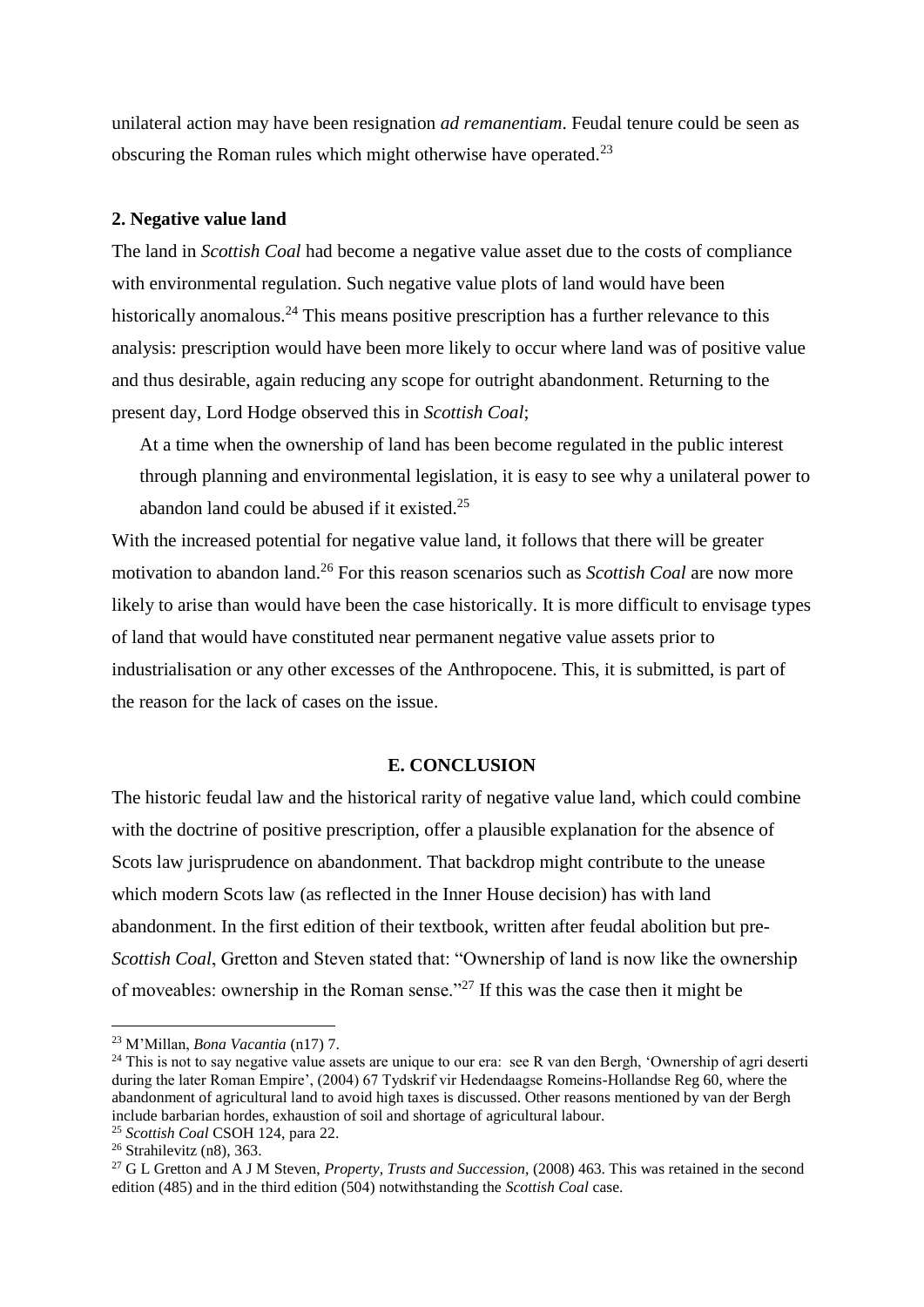unilateral action may have been resignation *ad remanentiam*. Feudal tenure could be seen as obscuring the Roman rules which might otherwise have operated.[23]

### 2. Negative value land

The land in *Scottish Coal* had become a negative value asset due to the costs of compliance with environmental regulation. Such negative value plots of land would have been historically anomalous.[24] This means positive prescription has a further relevance to this analysis: prescription would have been more likely to occur where land was of positive value and thus desirable, again reducing any scope for outright abandonment. Returning to the present day, Lord Hodge observed this in *Scottish Coal*;

> At a time when the ownership of land has been become regulated in the public interest through planning and environmental legislation, it is easy to see why a unilateral power to abandon land could be abused if it existed.[25]

With the increased potential for negative value land, it follows that there will be greater motivation to abandon land.[26] For this reason scenarios such as *Scottish Coal* are now more likely to arise than would have been the case historically. It is more difficult to envisage types of land that would have constituted near permanent negative value assets prior to industrialisation or any other excesses of the Anthropocene. This, it is submitted, is part of the reason for the lack of cases on the issue.

## E. CONCLUSION

The historic feudal law and the historical rarity of negative value land, which could combine with the doctrine of positive prescription, offer a plausible explanation for the absence of Scots law jurisprudence on abandonment. That backdrop might contribute to the unease which modern Scots law (as reflected in the Inner House decision) has with land abandonment. In the first edition of their textbook, written after feudal abolition but pre-*Scottish Coal*, Gretton and Steven stated that: "Ownership of land is now like the ownership of moveables: ownership in the Roman sense."[27] If this was the case then it might be

---

[23] M'Millan, *Bona Vacantia* (n17) 7.

[24] This is not to say negative value assets are unique to our era: see R van den Bergh, 'Ownership of agri deserti during the later Roman Empire', (2004) 67 Tydskrif vir Hedendaagse Romeins-Hollandse Reg 60, where the abandonment of agricultural land to avoid high taxes is discussed. Other reasons mentioned by van der Bergh include barbarian hordes, exhaustion of soil and shortage of agricultural labour.

[25] *Scottish Coal* CSOH 124, para 22.

[26] Strahilevitz (n8), 363.

[27] G L Gretton and A J M Steven, *Property, Trusts and Succession*, (2008) 463. This was retained in the second edition (485) and in the third edition (504) notwithstanding the *Scottish Coal* case.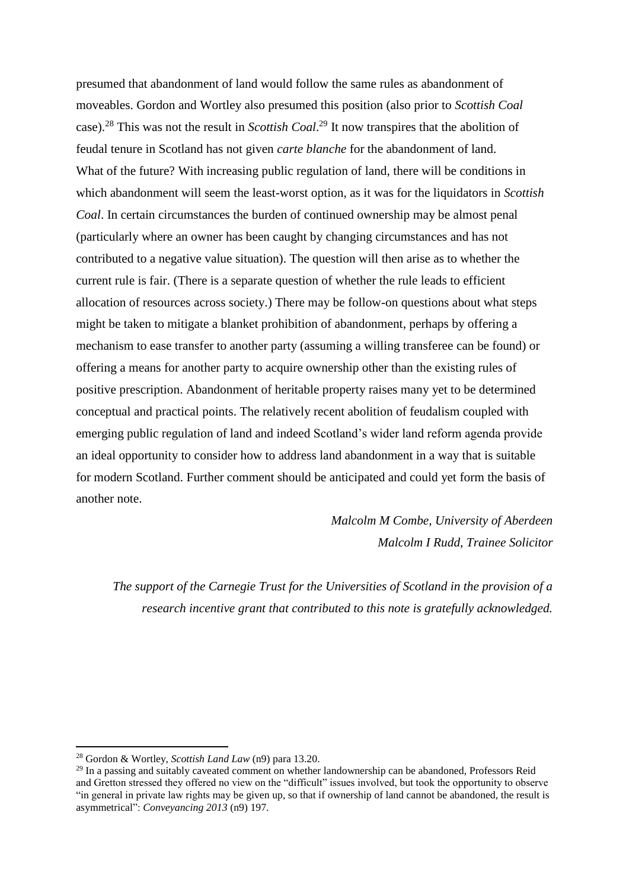presumed that abandonment of land would follow the same rules as abandonment of moveables. Gordon and Wortley also presumed this position (also prior to *Scottish Coal* case).[28] This was not the result in *Scottish Coal*.[29] It now transpires that the abolition of feudal tenure in Scotland has not given *carte blanche* for the abandonment of land. What of the future? With increasing public regulation of land, there will be conditions in which abandonment will seem the least-worst option, as it was for the liquidators in *Scottish Coal*. In certain circumstances the burden of continued ownership may be almost penal (particularly where an owner has been caught by changing circumstances and has not contributed to a negative value situation). The question will then arise as to whether the current rule is fair. (There is a separate question of whether the rule leads to efficient allocation of resources across society.) There may be follow-on questions about what steps might be taken to mitigate a blanket prohibition of abandonment, perhaps by offering a mechanism to ease transfer to another party (assuming a willing transferee can be found) or offering a means for another party to acquire ownership other than the existing rules of positive prescription. Abandonment of heritable property raises many yet to be determined conceptual and practical points. The relatively recent abolition of feudalism coupled with emerging public regulation of land and indeed Scotland's wider land reform agenda provide an ideal opportunity to consider how to address land abandonment in a way that is suitable for modern Scotland. Further comment should be anticipated and could yet form the basis of another note.

*Malcolm M Combe, University of Aberdeen*
*Malcolm I Rudd, Trainee Solicitor*

*The support of the Carnegie Trust for the Universities of Scotland in the provision of a research incentive grant that contributed to this note is gratefully acknowledged.*

---

[28] Gordon & Wortley, *Scottish Land Law* (n9) para 13.20.

[29] In a passing and suitably caveated comment on whether landownership can be abandoned, Professors Reid and Gretton stressed they offered no view on the "difficult" issues involved, but took the opportunity to observe "in general in private law rights may be given up, so that if ownership of land cannot be abandoned, the result is asymmetrical": *Conveyancing 2013* (n9) 197.